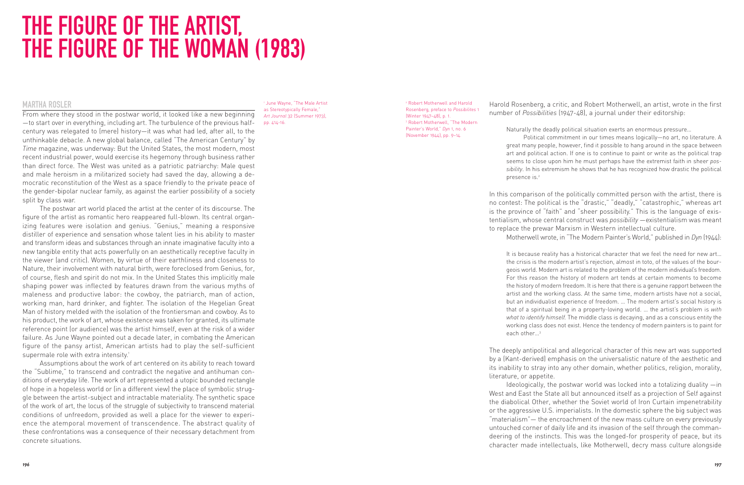# THE FIGURE OF THE ARTIST, THE FIGURE OF THE WOMAN (1983)

## MARTHA ROSLER

From where they stood in the postwar world, it looked like a new beginning—to start over in everything, including art. The turbulence of the previous half-century was relegated to (mere) history—it was what had led, after all, to the unthinkable debacle. A new global balance, called "The American Century" by *Time* magazine, was underway: But the United States, the most modern, most recent industrial power, would exercise its hegemony through business rather than direct force. The West was united as a patriotic patriarchy: Male quest and male heroism in a militarized society had saved the day, allowing a democratic reconstitution of the West as a space friendly to the private peace of the gender-bipolar nuclear family, as against the earlier possibility of a society split by class war.

The postwar art world placed the artist at the center of its discourse. The figure of the artist as romantic hero reappeared full-blown. Its central organizing features were isolation and genius. "Genius," meaning a responsive distiller of experience and sensation whose talent lies in his ability to master and transform ideas and substances through an innate imaginative faculty into a new tangible entity that acts powerfully on an aesthetically receptive faculty in the viewer (and critic). Women, by virtue of their earthliness and closeness to Nature, their involvement with natural birth, were foreclosed from Genius, for, of course, flesh and spirit do not mix. In the United States this implicitly male shaping power was inflected by features drawn from the various myths of maleness and productive labor: the cowboy, the patriarch, man of action, working man, hard drinker, and fighter. The isolation of the Hegelian Great Man of history melded with the isolation of the frontiersman and cowboy. As to his product, the work of art, whose existence was taken for granted, its ultimate reference point (or audience) was the artist himself, even at the risk of a wider failure. As June Wayne pointed out a decade later, in combating the American figure of the pansy artist, American artists had to play the self-sufficient supermale role with extra intensity.[1]

Assumptions about the work of art centered on its ability to reach toward the "Sublime," to transcend and contradict the negative and antihuman conditions of everyday life. The work of art represented a utopic bounded rectangle of hope in a hopeless world or (in a different view) the place of symbolic struggle between the artist-subject and intractable materiality. The synthetic space of the work of art, the locus of the struggle of subjectivity to transcend material conditions of unfreedom, provided as well a place for the viewer to experience the atemporal movement of transcendence. The abstract quality of these confrontations was a consequence of their necessary detachment from concrete situations.

Harold Rosenberg, a critic, and Robert Motherwell, an artist, wrote in the first number of *Possibilities* (1947-48), a journal under their editorship:

> Naturally the deadly political situation exerts an enormous pressure...
>
> Political commitment in our times means logically—no art, no literature. A great many people, however, find it possible to hang around in the space between art and political action. If one is to continue to paint or write as the political trap seems to close upon him he must perhaps have the extremist faith in sheer *possibility*. In his extremism he shows that he has recognized how drastic the political presence is.[2]

In this comparison of the politically committed person with the artist, there is no contest: The political is the "drastic," "deadly," "catastrophic," whereas art is the province of "faith" and "sheer possibility." This is the language of existentialism, whose central construct was *possibility* —existentialism was meant to replace the prewar Marxism in Western intellectual culture.

Motherwell wrote, in "The Modern Painter's World," published in *Dyn* (1944):

> It is because reality has a historical character that we feel the need for new art... the crisis is the modern artist's rejection, almost in toto, of the values of the bourgeois world. Modern art is related to the problem of the modern individual's freedom. For this reason the history of modern art tends at certain moments to become the history of modern freedom. It is here that there is a genuine rapport between the artist and the working class. At the same time, modern artists have not a social, but an individualist experience of freedom. ... The modern artist's social history is that of a spiritual being in a property-loving world. ... the artist's problem is *with what to identify himself*. The middle class is decaying, and as a conscious entity the working class does not exist. Hence the tendency of modern painters is to paint for each other...[3]

The deeply antipolitical and allegorical character of this new art was supported by a (Kant-derived) emphasis on the universalistic nature of the aesthetic and its inability to stray into any other domain, whether politics, religion, morality, literature, or appetite.

Ideologically, the postwar world was locked into a totalizing duality —in West and East the State all but announced itself as a projection of Self against the diabolical Other, whether the Soviet world of Iron Curtain impenetrability or the aggressive U.S. imperialists. In the domestic sphere the big subject was "materialism"— the encroachment of the new mass culture on every previously untouched corner of daily life and its invasion of the self through the commandeering of the instincts. This was the longed-for prosperity of peace, but its character made intellectuals, like Motherwell, decry mass culture alongside

---

[1] June Wayne, "The Male Artist as Stereotypically Female," *Art Journal* 32 (Summer 1973), pp. 414-16.

[2] Robert Motherwell and Harold Rosenberg, preface to *Possibilites* 1 (Winter 1947–48), p. 1.

[3] Robert Motherwell, "The Modern Painter's World," *Dyn* 1, no. 6 (November 1944), pp. 9–14.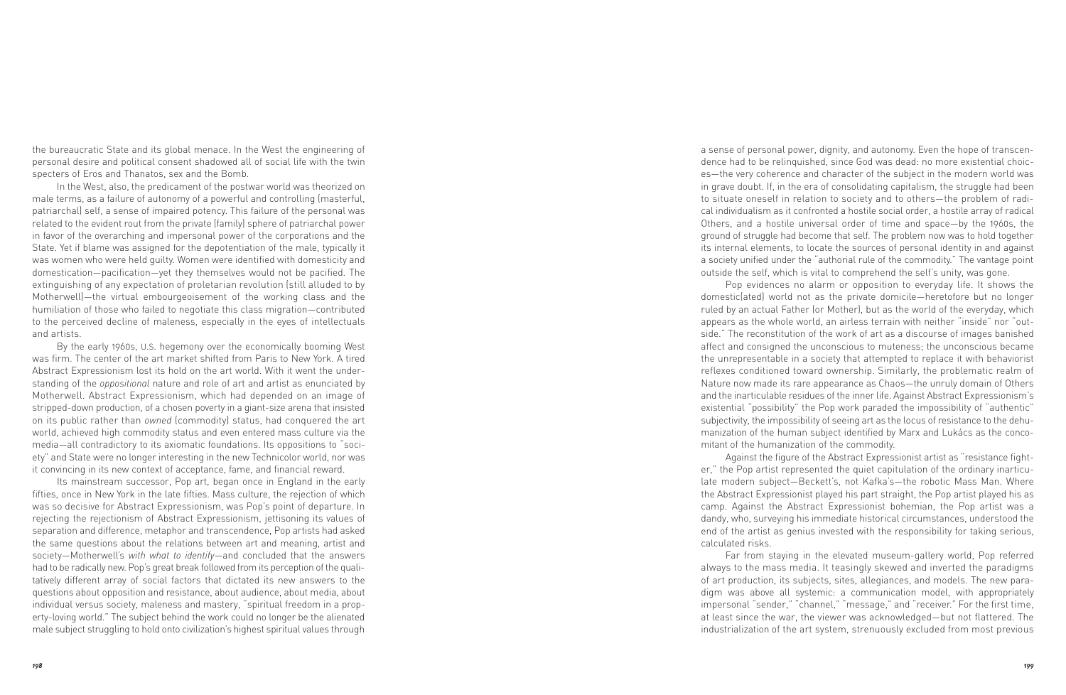the bureaucratic State and its global menace. In the West the engineering of personal desire and political consent shadowed all of social life with the twin specters of Eros and Thanatos, sex and the Bomb.

In the West, also, the predicament of the postwar world was theorized on male terms, as a failure of autonomy of a powerful and controlling (masterful, patriarchal) self, a sense of impaired potency. This failure of the personal was related to the evident rout from the private (family) sphere of patriarchal power in favor of the overarching and impersonal power of the corporations and the State. Yet if blame was assigned for the depotentiation of the male, typically it was women who were held guilty. Women were identified with domesticity and domestication—pacification—yet they themselves would not be pacified. The extinguishing of any expectation of proletarian revolution (still alluded to by Motherwell)—the virtual embourgeoisement of the working class and the humiliation of those who failed to negotiate this class migration—contributed to the perceived decline of maleness, especially in the eyes of intellectuals and artists.

By the early 1960s, U.S. hegemony over the economically booming West was firm. The center of the art market shifted from Paris to New York. A tired Abstract Expressionism lost its hold on the art world. With it went the understanding of the *oppositional* nature and role of art and artist as enunciated by Motherwell. Abstract Expressionism, which had depended on an image of stripped-down production, of a chosen poverty in a giant-size arena that insisted on its public rather than *owned* (commodity) status, had conquered the art world, achieved high commodity status and even entered mass culture via the media—all contradictory to its axiomatic foundations. Its oppositions to "society" and State were no longer interesting in the new Technicolor world, nor was it convincing in its new context of acceptance, fame, and financial reward.

Its mainstream successor, Pop art, began once in England in the early fifties, once in New York in the late fifties. Mass culture, the rejection of which was so decisive for Abstract Expressionism, was Pop's point of departure. In rejecting the rejectionism of Abstract Expressionism, jettisoning its values of separation and difference, metaphor and transcendence, Pop artists had asked the same questions about the relations between art and meaning, artist and society—Motherwell's *with what to identify*—and concluded that the answers had to be radically new. Pop's great break followed from its perception of the qualitatively different array of social factors that dictated its new answers to the questions about opposition and resistance, about audience, about media, about individual versus society, maleness and mastery, "spiritual freedom in a property-loving world." The subject behind the work could no longer be the alienated male subject struggling to hold onto civilization's highest spiritual values through a sense of personal power, dignity, and autonomy. Even the hope of transcendence had to be relinquished, since God was dead: no more existential choices—the very coherence and character of the subject in the modern world was in grave doubt. If, in the era of consolidating capitalism, the struggle had been to situate oneself in relation to society and to others—the problem of radical individualism as it confronted a hostile social order, a hostile array of radical Others, and a hostile universal order of time and space—by the 1960s, the ground of struggle had become that self. The problem now was to hold together its internal elements, to locate the sources of personal identity in and against a society unified under the "authorial rule of the commodity." The vantage point outside the self, which is vital to comprehend the self's unity, was gone.

Pop evidences no alarm or opposition to everyday life. It shows the domestic(ated) world not as the private domicile—heretofore but no longer ruled by an actual Father (or Mother), but as the world of the everyday, which appears as the whole world, an airless terrain with neither "inside" nor "outside." The reconstitution of the work of art as a discourse of images banished affect and consigned the unconscious to muteness; the unconscious became the unrepresentable in a society that attempted to replace it with behaviorist reflexes conditioned toward ownership. Similarly, the problematic realm of Nature now made its rare appearance as Chaos—the unruly domain of Others and the inarticulable residues of the inner life. Against Abstract Expressionism's existential "possibility" the Pop work paraded the impossibility of "authentic" subjectivity, the impossibility of seeing art as the locus of resistance to the dehumanization of the human subject identified by Marx and Lukács as the concomitant of the humanization of the commodity.

Against the figure of the Abstract Expressionist artist as "resistance fighter," the Pop artist represented the quiet capitulation of the ordinary inarticulate modern subject—Beckett's, not Kafka's—the robotic Mass Man. Where the Abstract Expressionist played his part straight, the Pop artist played his as camp. Against the Abstract Expressionist bohemian, the Pop artist was a dandy, who, surveying his immediate historical circumstances, understood the end of the artist as genius invested with the responsibility for taking serious, calculated risks.

Far from staying in the elevated museum-gallery world, Pop referred always to the mass media. It teasingly skewed and inverted the paradigms of art production, its subjects, sites, allegiances, and models. The new paradigm was above all systemic: a communication model, with appropriately impersonal "sender," "channel," "message," and "receiver." For the first time, at least since the war, the viewer was acknowledged—but not flattered. The industrialization of the art system, strenuously excluded from most previous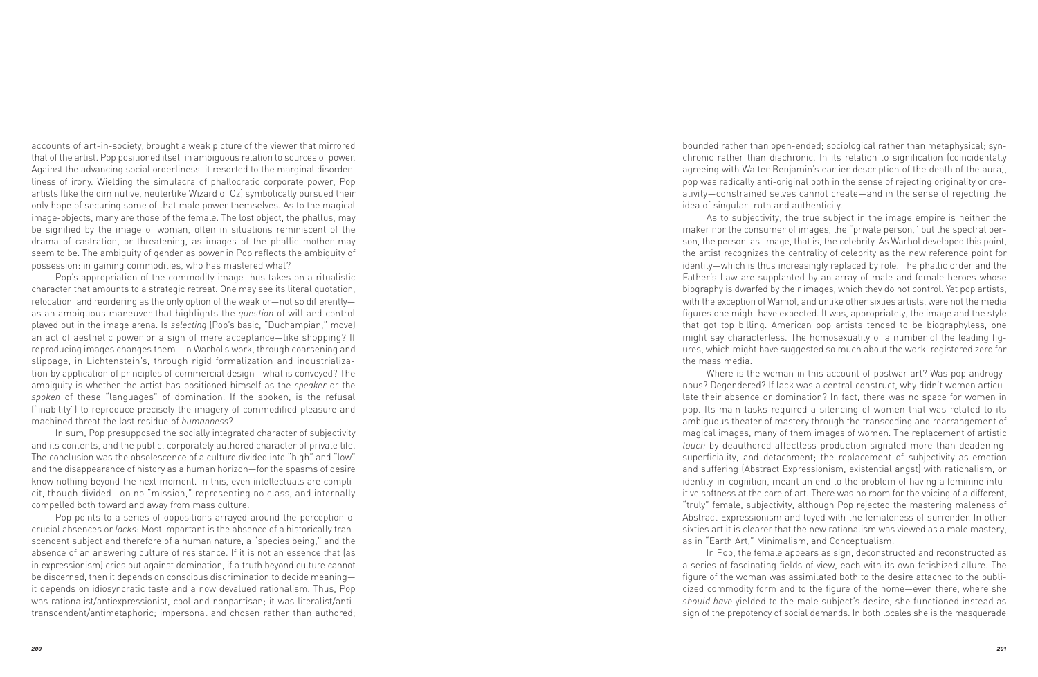accounts of art-in-society, brought a weak picture of the viewer that mirrored that of the artist. Pop positioned itself in ambiguous relation to sources of power. Against the advancing social orderliness, it resorted to the marginal disorderliness of irony. Wielding the simulacra of phallocratic corporate power, Pop artists (like the diminutive, neuterlike Wizard of Oz) symbolically pursued their only hope of securing some of that male power themselves. As to the magical image-objects, many are those of the female. The lost object, the phallus, may be signified by the image of woman, often in situations reminiscent of the drama of castration, or threatening, as images of the phallic mother may seem to be. The ambiguity of gender as power in Pop reflects the ambiguity of possession: in gaining commodities, who has mastered what?

Pop's appropriation of the commodity image thus takes on a ritualistic character that amounts to a strategic retreat. One may see its literal quotation, relocation, and reordering as the only option of the weak or—not so differently—as an ambiguous maneuver that highlights the *question* of will and control played out in the image arena. Is *selecting* (Pop's basic, "Duchampian," move) an act of aesthetic power or a sign of mere acceptance—like shopping? If reproducing images changes them—in Warhol's work, through coarsening and slippage, in Lichtenstein's, through rigid formalization and industrialization by application of principles of commercial design—what is conveyed? The ambiguity is whether the artist has positioned himself as the *speaker* or the *spoken* of these "languages" of domination. If the spoken, is the refusal ("inability") to reproduce precisely the imagery of commodified pleasure and machined threat the last residue of *humanness*?

In sum, Pop presupposed the socially integrated character of subjectivity and its contents, and the public, corporately authored character of private life. The conclusion was the obsolescence of a culture divided into "high" and "low" and the disappearance of history as a human horizon—for the spasms of desire know nothing beyond the next moment. In this, even intellectuals are complicit, though divided—on no "mission," representing no class, and internally compelled both toward and away from mass culture.

Pop points to a series of oppositions arrayed around the perception of crucial absences or *lacks:* Most important is the absence of a historically transcendent subject and therefore of a human nature, a "species being," and the absence of an answering culture of resistance. If it is not an essence that (as in expressionism) cries out against domination, if a truth beyond culture cannot be discerned, then it depends on conscious discrimination to decide meaning—it depends on idiosyncratic taste and a now devalued rationalism. Thus, Pop was rationalist/antiexpressionist, cool and nonpartisan; it was literalist/antitranscendent/antimetaphoric; impersonal and chosen rather than authored; bounded rather than open-ended; sociological rather than metaphysical; synchronic rather than diachronic. In its relation to signification (coincidentally agreeing with Walter Benjamin's earlier description of the death of the aura), pop was radically anti-original both in the sense of rejecting originality or creativity—constrained selves cannot create—and in the sense of rejecting the idea of singular truth and authenticity.

As to subjectivity, the true subject in the image empire is neither the maker nor the consumer of images, the "private person," but the spectral person, the person-as-image, that is, the celebrity. As Warhol developed this point, the artist recognizes the centrality of celebrity as the new reference point for identity—which is thus increasingly replaced by role. The phallic order and the Father's Law are supplanted by an array of male and female heroes whose biography is dwarfed by their images, which they do not control. Yet pop artists, with the exception of Warhol, and unlike other sixties artists, were not the media figures one might have expected. It was, appropriately, the image and the style that got top billing. American pop artists tended to be biographyless, one might say characterless. The homosexuality of a number of the leading figures, which might have suggested so much about the work, registered zero for the mass media.

Where is the woman in this account of postwar art? Was pop androgynous? Degendered? If lack was a central construct, why didn't women articulate their absence or domination? In fact, there was no space for women in pop. Its main tasks required a silencing of women that was related to its ambiguous theater of mastery through the transcoding and rearrangement of magical images, many of them images of women. The replacement of artistic *touch* by deauthored affectless production signaled more than deadening, superficiality, and detachment; the replacement of subjectivity-as-emotion and suffering (Abstract Expressionism, existential angst) with rationalism, or identity-in-cognition, meant an end to the problem of having a feminine intuitive softness at the core of art. There was no room for the voicing of a different, "truly" female, subjectivity, although Pop rejected the mastering maleness of Abstract Expressionism and toyed with the femaleness of surrender. In other sixties art it is clearer that the new rationalism was viewed as a male mastery, as in "Earth Art," Minimalism, and Conceptualism.

In Pop, the female appears as sign, deconstructed and reconstructed as a series of fascinating fields of view, each with its own fetishized allure. The figure of the woman was assimilated both to the desire attached to the publicized commodity form and to the figure of the home—even there, where she *should have* yielded to the male subject's desire, she functioned instead as sign of the prepotency of social demands. In both locales she is the masquerade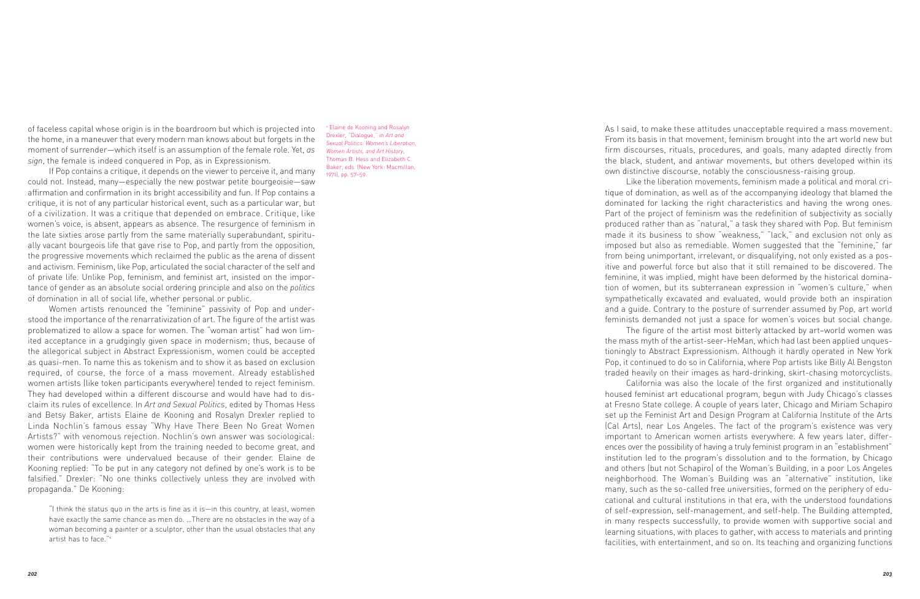of faceless capital whose origin is in the boardroom but which is projected into the home, in a maneuver that every modern man knows about but forgets in the moment of surrender—which itself is an assumption of the female role. Yet, *as sign*, the female is indeed conquered in Pop, as in Expressionism.

If Pop contains a critique, it depends on the viewer to perceive it, and many could not. Instead, many—especially the new postwar petite bourgeoisie—saw affirmation and confirmation in its bright accessibility and fun. If Pop contains a critique, it is not of any particular historical event, such as a particular war, but of a civilization. It was a critique that depended on embrace. Critique, like women's voice, is absent, appears as absence. The resurgence of feminism in the late sixties arose partly from the same materially superabundant, spiritually vacant bourgeois life that gave rise to Pop, and partly from the opposition, the progressive movements which reclaimed the public as the arena of dissent and activism. Feminism, like Pop, articulated the social character of the self and of private life. Unlike Pop, feminism, and feminist art, insisted on the importance of gender as an absolute social ordering principle and also on the *politics* of domination in all of social life, whether personal or public.

Women artists renounced the "feminine" passivity of Pop and understood the importance of the renarrativization of art. The figure of the artist was problematized to allow a space for women. The "woman artist" had won limited acceptance in a grudgingly given space in modernism; thus, because of the allegorical subject in Abstract Expressionism, women could be accepted as quasi-men. To name this as tokenism and to show it as based on exclusion required, of course, the force of a mass movement. Already established women artists (like token participants everywhere) tended to reject feminism. They had developed within a different discourse and would have had to disclaim its rules of excellence. In *Art and Sexual Politics*, edited by Thomas Hess and Betsy Baker, artists Elaine de Kooning and Rosalyn Drexler replied to Linda Nochlin's famous essay "Why Have There Been No Great Women Artists?" with venomous rejection. Nochlin's own answer was sociological: women were historically kept from the training needed to become great, and their contributions were undervalued because of their gender. Elaine de Kooning replied: "To be put in any category not defined by one's work is to be falsified." Drexler: "No one thinks collectively unless they are involved with propaganda." De Kooning:

> "I think the status quo in the arts is fine as it is—in this country, at least, women have exactly the same chance as men do. ...There are no obstacles in the way of a woman becoming a painter or a sculptor, other than the usual obstacles that any artist has to face."[4]

[4] Elaine de Kooning and Rosalyn Drexler, "Dialogue," in *Art and Sexual Politics: Women's Liberation, Women Artists, and Art History*, Thomas B. Hess and Elizabeth C. Baker, eds. (New York: Macmillan, 1971), pp. 57–59.

As I said, to make these attitudes unacceptable required a mass movement. From its basis in that movement, feminism brought into the art world new but firm discourses, rituals, procedures, and goals, many adapted directly from the black, student, and antiwar movements, but others developed within its own distinctive discourse, notably the consciousness-raising group.

Like the liberation movements, feminism made a political and moral critique of domination, as well as of the accompanying ideology that blamed the dominated for lacking the right characteristics and having the wrong ones. Part of the project of feminism was the redefinition of subjectivity as socially produced rather than as "natural," a task they shared with Pop. But feminism made it its business to show "weakness," "lack," and exclusion not only as imposed but also as remediable. Women suggested that the "feminine," far from being unimportant, irrelevant, or disqualifying, not only existed as a positive and powerful force but also that it still remained to be discovered. The feminine, it was implied, might have been deformed by the historical domination of women, but its subterranean expression in "women's culture," when sympathetically excavated and evaluated, would provide both an inspiration and a guide. Contrary to the posture of surrender assumed by Pop, art world feminists demanded not just a space for women's voices but social change.

The figure of the artist most bitterly attacked by art-world women was the mass myth of the artist-seer-HeMan, which had last been applied unquestioningly to Abstract Expressionism. Although it hardly operated in New York Pop, it continued to do so in California, where Pop artists like Billy Al Bengston traded heavily on their images as hard-drinking, skirt-chasing motorcyclists.

California was also the locale of the first organized and institutionally housed feminist art educational program, begun with Judy Chicago's classes at Fresno State college. A couple of years later, Chicago and Miriam Schapiro set up the Feminist Art and Design Program at California Institute of the Arts (Cal Arts), near Los Angeles. The fact of the program's existence was very important to American women artists everywhere. A few years later, differences over the possibility of having a truly feminist program in an "establishment" institution led to the program's dissolution and to the formation, by Chicago and others (but not Schapiro) of the Woman's Building, in a poor Los Angeles neighborhood. The Woman's Building was an "alternative" institution, like many, such as the so-called free universities, formed on the periphery of educational and cultural institutions in that era, with the understood foundations of self-expression, self-management, and self-help. The Building attempted, in many respects successfully, to provide women with supportive social and learning situations, with places to gather, with access to materials and printing facilities, with entertainment, and so on. Its teaching and organizing functions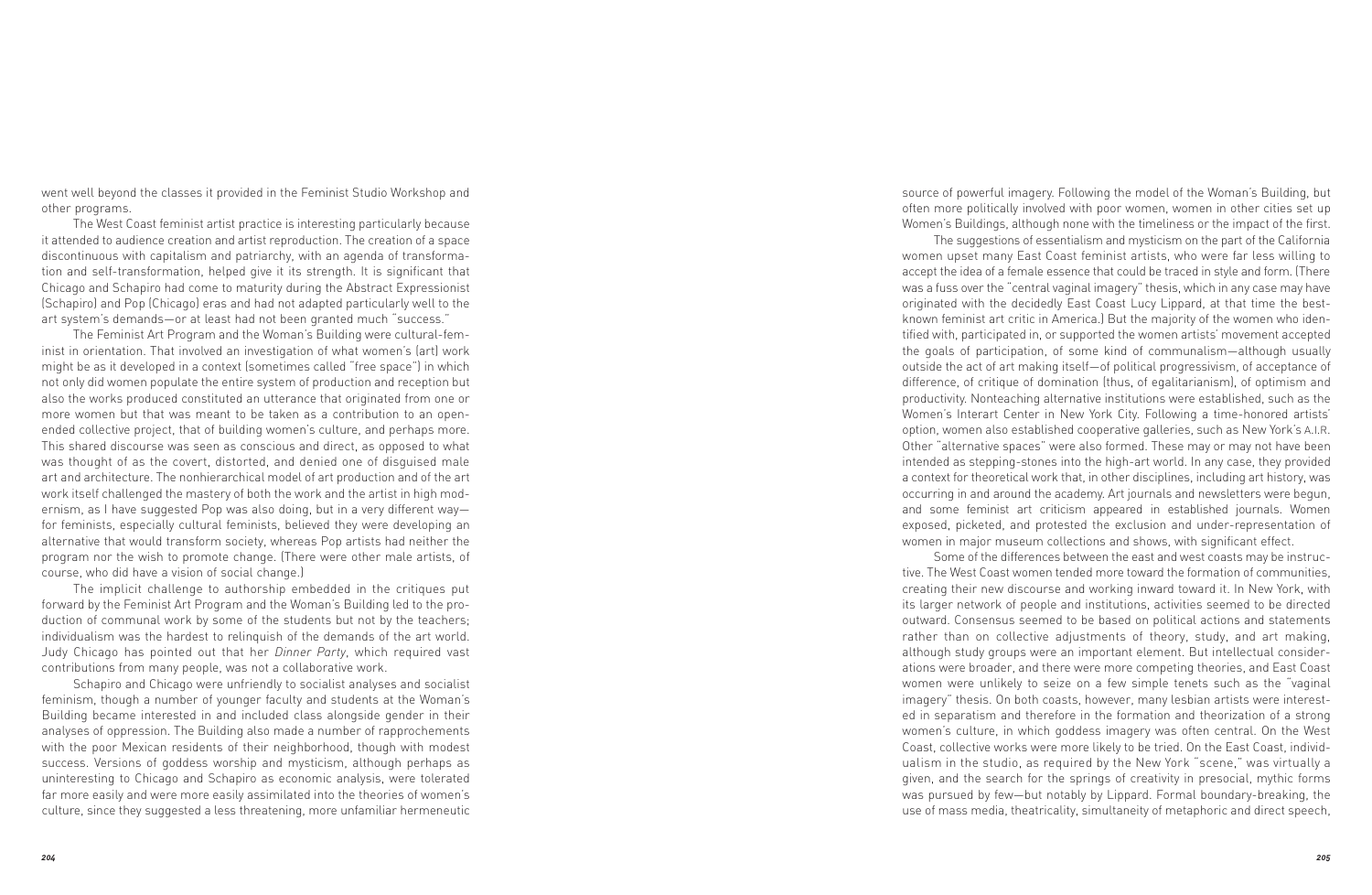went well beyond the classes it provided in the Feminist Studio Workshop and other programs.

The West Coast feminist artist practice is interesting particularly because it attended to audience creation and artist reproduction. The creation of a space discontinuous with capitalism and patriarchy, with an agenda of transformation and self-transformation, helped give it its strength. It is significant that Chicago and Schapiro had come to maturity during the Abstract Expressionist (Schapiro) and Pop (Chicago) eras and had not adapted particularly well to the art system's demands—or at least had not been granted much "success."

The Feminist Art Program and the Woman's Building were cultural-feminist in orientation. That involved an investigation of what women's (art) work might be as it developed in a context (sometimes called "free space") in which not only did women populate the entire system of production and reception but also the works produced constituted an utterance that originated from one or more women but that was meant to be taken as a contribution to an open-ended collective project, that of building women's culture, and perhaps more. This shared discourse was seen as conscious and direct, as opposed to what was thought of as the covert, distorted, and denied one of disguised male art and architecture. The nonhierarchical model of art production and of the art work itself challenged the mastery of both the work and the artist in high modernism, as I have suggested Pop was also doing, but in a very different way—for feminists, especially cultural feminists, believed they were developing an alternative that would transform society, whereas Pop artists had neither the program nor the wish to promote change. (There were other male artists, of course, who did have a vision of social change.)

The implicit challenge to authorship embedded in the critiques put forward by the Feminist Art Program and the Woman's Building led to the production of communal work by some of the students but not by the teachers; individualism was the hardest to relinquish of the demands of the art world. Judy Chicago has pointed out that her *Dinner Party*, which required vast contributions from many people, was not a collaborative work.

Schapiro and Chicago were unfriendly to socialist analyses and socialist feminism, though a number of younger faculty and students at the Woman's Building became interested in and included class alongside gender in their analyses of oppression. The Building also made a number of rapprochements with the poor Mexican residents of their neighborhood, though with modest success. Versions of goddess worship and mysticism, although perhaps as uninteresting to Chicago and Schapiro as economic analysis, were tolerated far more easily and were more easily assimilated into the theories of women's culture, since they suggested a less threatening, more unfamiliar hermeneutic source of powerful imagery. Following the model of the Woman's Building, but often more politically involved with poor women, women in other cities set up Women's Buildings, although none with the timeliness or the impact of the first.

The suggestions of essentialism and mysticism on the part of the California women upset many East Coast feminist artists, who were far less willing to accept the idea of a female essence that could be traced in style and form. (There was a fuss over the "central vaginal imagery" thesis, which in any case may have originated with the decidedly East Coast Lucy Lippard, at that time the best-known feminist art critic in America.) But the majority of the women who identified with, participated in, or supported the women artists' movement accepted the goals of participation, of some kind of communalism—although usually outside the act of art making itself—of political progressivism, of acceptance of difference, of critique of domination (thus, of egalitarianism), of optimism and productivity. Nonteaching alternative institutions were established, such as the Women's Interart Center in New York City. Following a time-honored artists' option, women also established cooperative galleries, such as New York's A.I.R. Other "alternative spaces" were also formed. These may or may not have been intended as stepping-stones into the high-art world. In any case, they provided a context for theoretical work that, in other disciplines, including art history, was occurring in and around the academy. Art journals and newsletters were begun, and some feminist art criticism appeared in established journals. Women exposed, picketed, and protested the exclusion and under-representation of women in major museum collections and shows, with significant effect.

Some of the differences between the east and west coasts may be instructive. The West Coast women tended more toward the formation of communities, creating their new discourse and working inward toward it. In New York, with its larger network of people and institutions, activities seemed to be directed outward. Consensus seemed to be based on political actions and statements rather than on collective adjustments of theory, study, and art making, although study groups were an important element. But intellectual considerations were broader, and there were more competing theories, and East Coast women were unlikely to seize on a few simple tenets such as the "vaginal imagery" thesis. On both coasts, however, many lesbian artists were interested in separatism and therefore in the formation and theorization of a strong women's culture, in which goddess imagery was often central. On the West Coast, collective works were more likely to be tried. On the East Coast, individualism in the studio, as required by the New York "scene," was virtually a given, and the search for the springs of creativity in presocial, mythic forms was pursued by few—but notably by Lippard. Formal boundary-breaking, the use of mass media, theatricality, simultaneity of metaphoric and direct speech,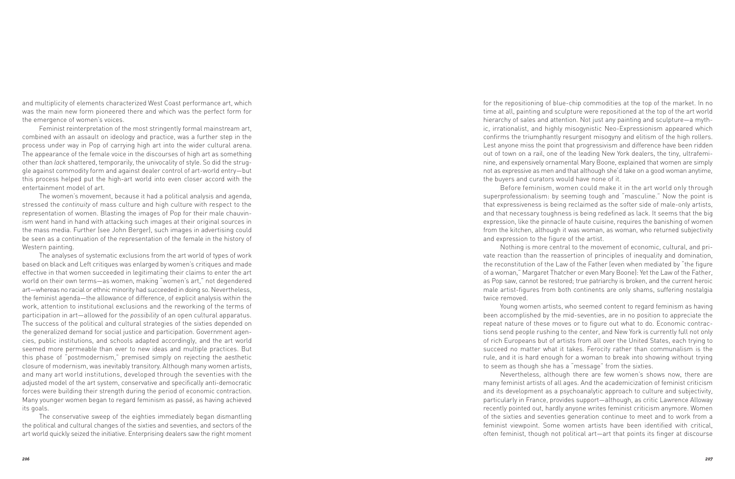and multiplicity of elements characterized West Coast performance art, which was the main new form pioneered there and which was the perfect form for the emergence of women's voices.

Feminist reinterpretation of the most stringently formal mainstream art, combined with an assault on ideology and practice, was a further step in the process under way in Pop of carrying high art into the wider cultural arena. The appearance of the female voice in the discourses of high art as something other than *lack* shattered, temporarily, the univocality of style. So did the struggle against commodity form and against dealer control of art-world entry—but this process helped put the high-art world into even closer accord with the entertainment model of art.

The women's movement, because it had a political analysis and agenda, stressed the *continuity* of mass culture and high culture with respect to the representation of women. Blasting the images of Pop for their male chauvinism went hand in hand with attacking such images at their original sources in the mass media. Further (see John Berger), such images in advertising could be seen as a continuation of the representation of the female in the history of Western painting.

The analyses of systematic exclusions from the art world of types of work based on black and Left critiques was enlarged by women's critiques and made effective in that women succeeded in legitimating their claims to enter the art world on their own terms—as women, making "women's art," not degendered art—whereas no racial or ethnic minority had succeeded in doing so. Nevertheless, the feminist agenda—the allowance of difference, of explicit analysis within the work, attention to institutional exclusions and the reworking of the terms of participation in art—allowed for the *possibility* of an open cultural apparatus. The success of the political and cultural strategies of the sixties depended on the generalized demand for social justice and participation. Government agencies, public institutions, and schools adapted accordingly, and the art world seemed more permeable than ever to new ideas and multiple practices. But this phase of "postmodernism," premised simply on rejecting the aesthetic closure of modernism, was inevitably transitory. Although many women artists, and many art world institutions, developed through the seventies with the adjusted model of the art system, conservative and specifically anti-democratic forces were building their strength during the period of economic contraction. Many younger women began to regard feminism as passé, as having achieved its goals.

The conservative sweep of the eighties immediately began dismantling the political and cultural changes of the sixties and seventies, and sectors of the art world quickly seized the initiative. Enterprising dealers saw the right moment for the repositioning of blue-chip commodities at the top of the market. In no time at all, painting and sculpture were repositioned at the top of the art world hierarchy of sales and attention. Not just any painting and sculpture—a mythic, irrationalist, and highly misogynistic Neo-Expressionism appeared which confirms the triumphantly resurgent misogyny and elitism of the high rollers. Lest anyone miss the point that progressivism and difference have been ridden out of town on a rail, one of the leading New York dealers, the tiny, ultrafeminine, and expensively ornamental Mary Boone, explained that women are simply not as expressive as men and that although she'd take on a good woman anytime, the buyers and curators would have none of it.

Before feminism, women could make it in the art world only through superprofessionalism: by seeming tough and "masculine." Now the point is that expressiveness is being reclaimed as the softer side of male-only artists, and that necessary toughness is being redefined as lack. It seems that the big expression, like the pinnacle of haute cuisine, requires the banishing of women from the kitchen, although it was woman, as woman, who returned subjectivity and expression to the figure of the artist.

Nothing is more central to the movement of economic, cultural, and private reaction than the reassertion of principles of inequality and domination, the reconstitution of the Law of the Father (even when mediated by "the figure of a woman," Margaret Thatcher or even Mary Boone): Yet the Law of the Father, as Pop saw, cannot be restored; true patriarchy is broken, and the current heroic male artist-figures from both continents are only shams, suffering nostalgia twice removed.

Young women artists, who seemed content to regard feminism as having been accomplished by the mid-seventies, are in no position to appreciate the repeat nature of these moves or to figure out what to do. Economic contractions send people rushing to the center, and New York is currently full not only of rich Europeans but of artists from all over the United States, each trying to succeed no matter what it takes. Ferocity rather than communalism is the rule, and it is hard enough for a woman to break into showing without trying to seem as though she has a "message" from the sixties.

Nevertheless, although there are few women's shows now, there are many feminist artists of all ages. And the academicization of feminist criticism and its development as a psychoanalytic approach to culture and subjectivity, particularly in France, provides support—although, as critic Lawrence Alloway recently pointed out, hardly anyone writes feminist criticism anymore. Women of the sixties and seventies generation continue to meet and to work from a feminist viewpoint. Some women artists have been identified with critical, often feminist, though not political art—art that points its finger at discourse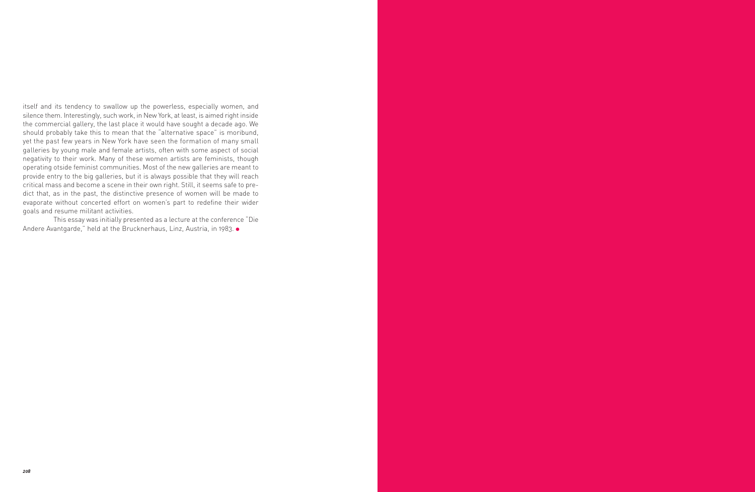itself and its tendency to swallow up the powerless, especially women, and silence them. Interestingly, such work, in New York, at least, is aimed right inside the commercial gallery, the last place it would have sought a decade ago. We should probably take this to mean that the "alternative space" is moribund, yet the past few years in New York have seen the formation of many small galleries by young male and female artists, often with some aspect of social negativity to their work. Many of these women artists are feminists, though operating otside feminist communities. Most of the new galleries are meant to provide entry to the big galleries, but it is always possible that they will reach critical mass and become a scene in their own right. Still, it seems safe to predict that, as in the past, the distinctive presence of women will be made to evaporate without concerted effort on women's part to redefine their wider goals and resume militant activities.

This essay was initially presented as a lecture at the conference "Die Andere Avantgarde," held at the Brucknerhaus, Linz, Austria, in 1983. ●